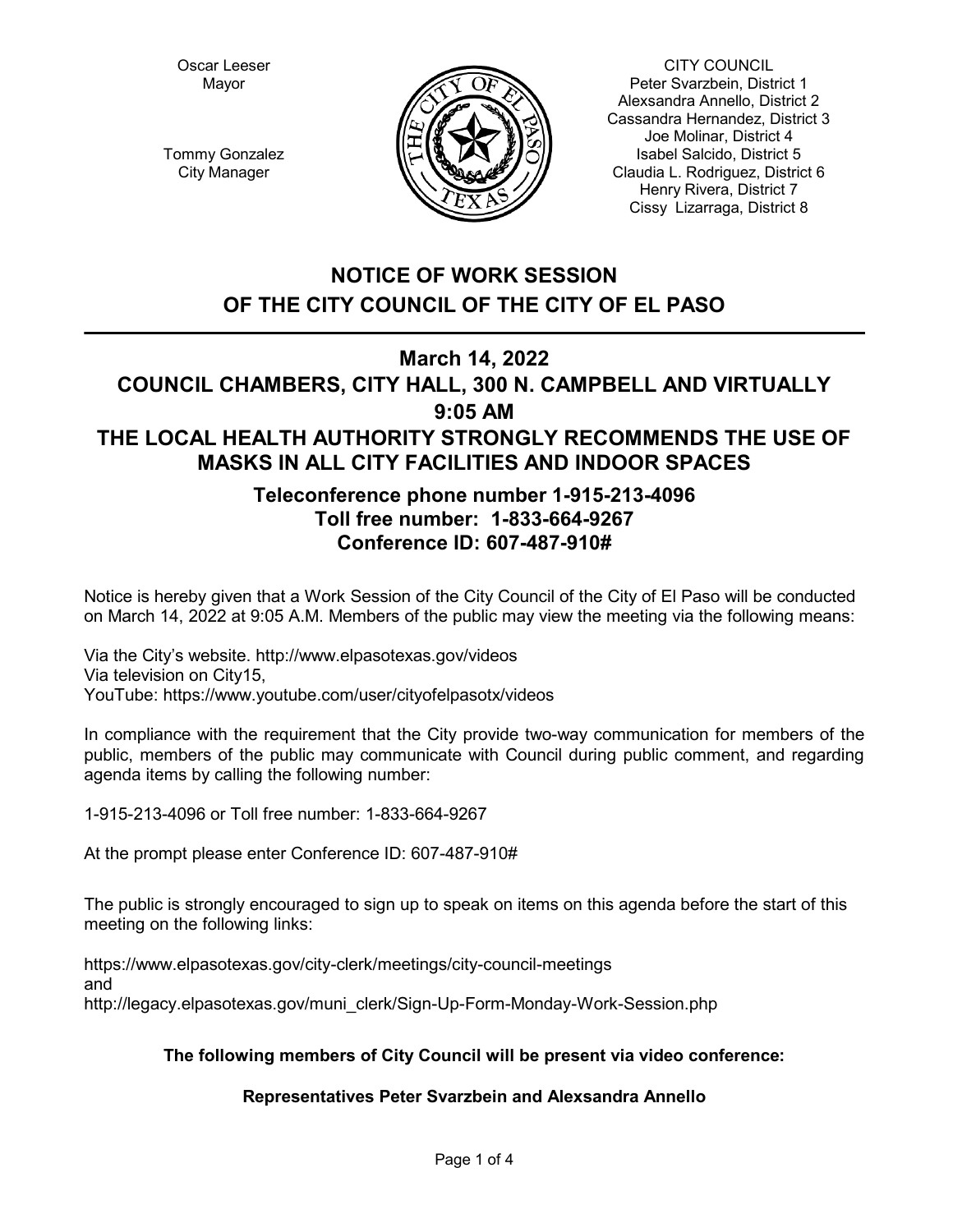Oscar Leeser
Mayor

Tommy Gonzalez
City Manager

CITY COUNCIL
Peter Svarzbein, District 1
Alexsandra Annello, District 2
Cassandra Hernandez, District 3
Joe Molinar, District 4
Isabel Salcido, District 5
Claudia L. Rodriguez, District 6
Henry Rivera, District 7
Cissy Lizarraga, District 8

# NOTICE OF WORK SESSION
# OF THE CITY COUNCIL OF THE CITY OF EL PASO

## March 14, 2022
## COUNCIL CHAMBERS, CITY HALL, 300 N. CAMPBELL AND VIRTUALLY
## 9:05 AM
## THE LOCAL HEALTH AUTHORITY STRONGLY RECOMMENDS THE USE OF MASKS IN ALL CITY FACILITIES AND INDOOR SPACES

### Teleconference phone number 1-915-213-4096
### Toll free number: 1-833-664-9267
### Conference ID: 607-487-910#

Notice is hereby given that a Work Session of the City Council of the City of El Paso will be conducted on March 14, 2022 at 9:05 A.M. Members of the public may view the meeting via the following means:

Via the City's website. http://www.elpasotexas.gov/videos
Via television on City15,
YouTube: https://www.youtube.com/user/cityofelpasotx/videos

In compliance with the requirement that the City provide two-way communication for members of the public, members of the public may communicate with Council during public comment, and regarding agenda items by calling the following number:

1-915-213-4096 or Toll free number: 1-833-664-9267

At the prompt please enter Conference ID: 607-487-910#

The public is strongly encouraged to sign up to speak on items on this agenda before the start of this meeting on the following links:

https://www.elpasotexas.gov/city-clerk/meetings/city-council-meetings
and
http://legacy.elpasotexas.gov/muni_clerk/Sign-Up-Form-Monday-Work-Session.php

**The following members of City Council will be present via video conference:**

**Representatives Peter Svarzbein and Alexsandra Annello**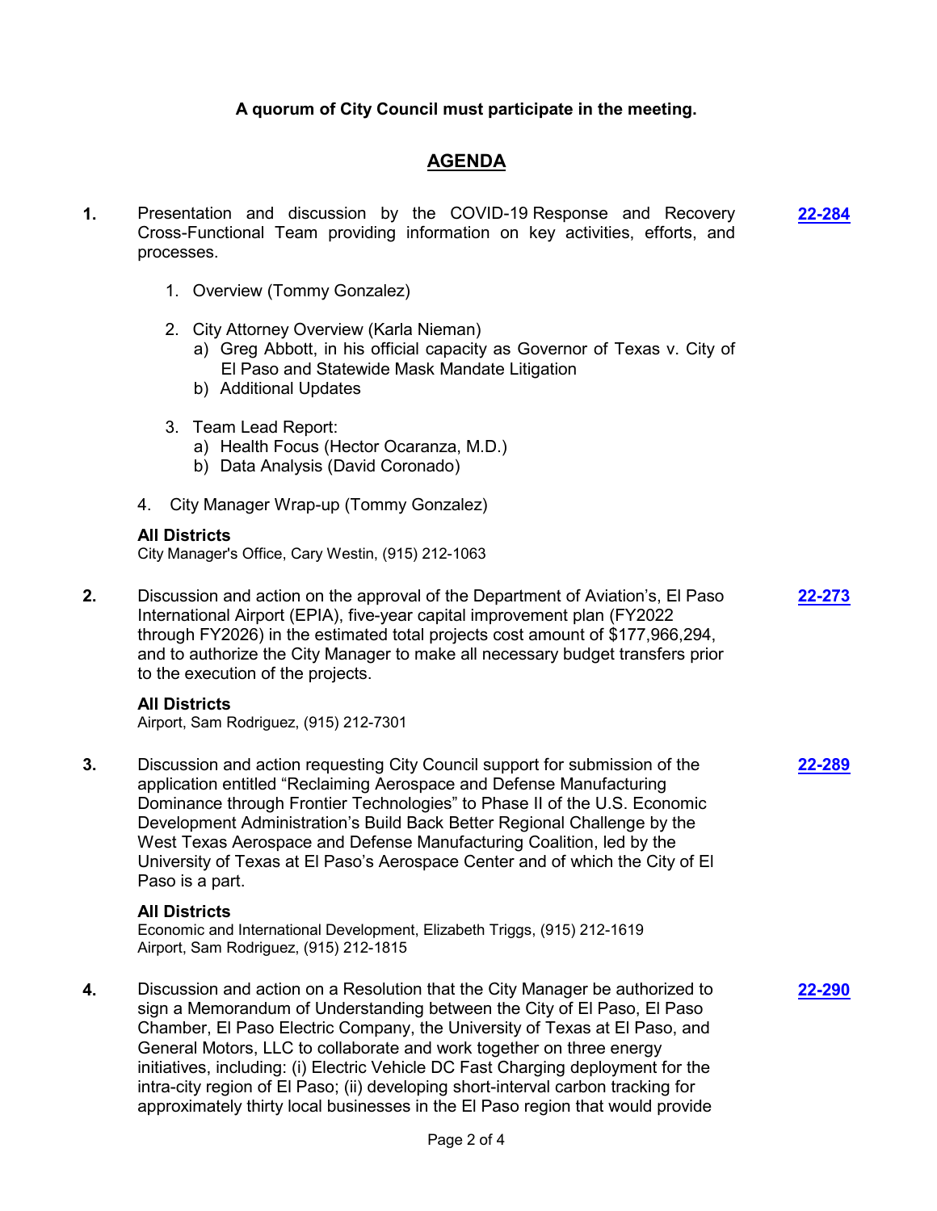**A quorum of City Council must participate in the meeting.**

# AGENDA

**1.** Presentation and discussion by the COVID-19 Response and Recovery Cross-Functional Team providing information on key activities, efforts, and processes. **22-284**

1. Overview (Tommy Gonzalez)

2. City Attorney Overview (Karla Nieman)
   a) Greg Abbott, in his official capacity as Governor of Texas v. City of El Paso and Statewide Mask Mandate Litigation
   b) Additional Updates

3. Team Lead Report:
   a) Health Focus (Hector Ocaranza, M.D.)
   b) Data Analysis (David Coronado)

4. City Manager Wrap-up (Tommy Gonzalez)

**All Districts**
City Manager's Office, Cary Westin, (915) 212-1063

**2.** Discussion and action on the approval of the Department of Aviation's, El Paso International Airport (EPIA), five-year capital improvement plan (FY2022 through FY2026) in the estimated total projects cost amount of $177,966,294, and to authorize the City Manager to make all necessary budget transfers prior to the execution of the projects. **22-273**

**All Districts**
Airport, Sam Rodriguez, (915) 212-7301

**3.** Discussion and action requesting City Council support for submission of the application entitled "Reclaiming Aerospace and Defense Manufacturing Dominance through Frontier Technologies" to Phase II of the U.S. Economic Development Administration's Build Back Better Regional Challenge by the West Texas Aerospace and Defense Manufacturing Coalition, led by the University of Texas at El Paso's Aerospace Center and of which the City of El Paso is a part. **22-289**

**All Districts**
Economic and International Development, Elizabeth Triggs, (915) 212-1619
Airport, Sam Rodriguez, (915) 212-1815

**4.** Discussion and action on a Resolution that the City Manager be authorized to sign a Memorandum of Understanding between the City of El Paso, El Paso Chamber, El Paso Electric Company, the University of Texas at El Paso, and General Motors, LLC to collaborate and work together on three energy initiatives, including: (i) Electric Vehicle DC Fast Charging deployment for the intra-city region of El Paso; (ii) developing short-interval carbon tracking for approximately thirty local businesses in the El Paso region that would provide **22-290**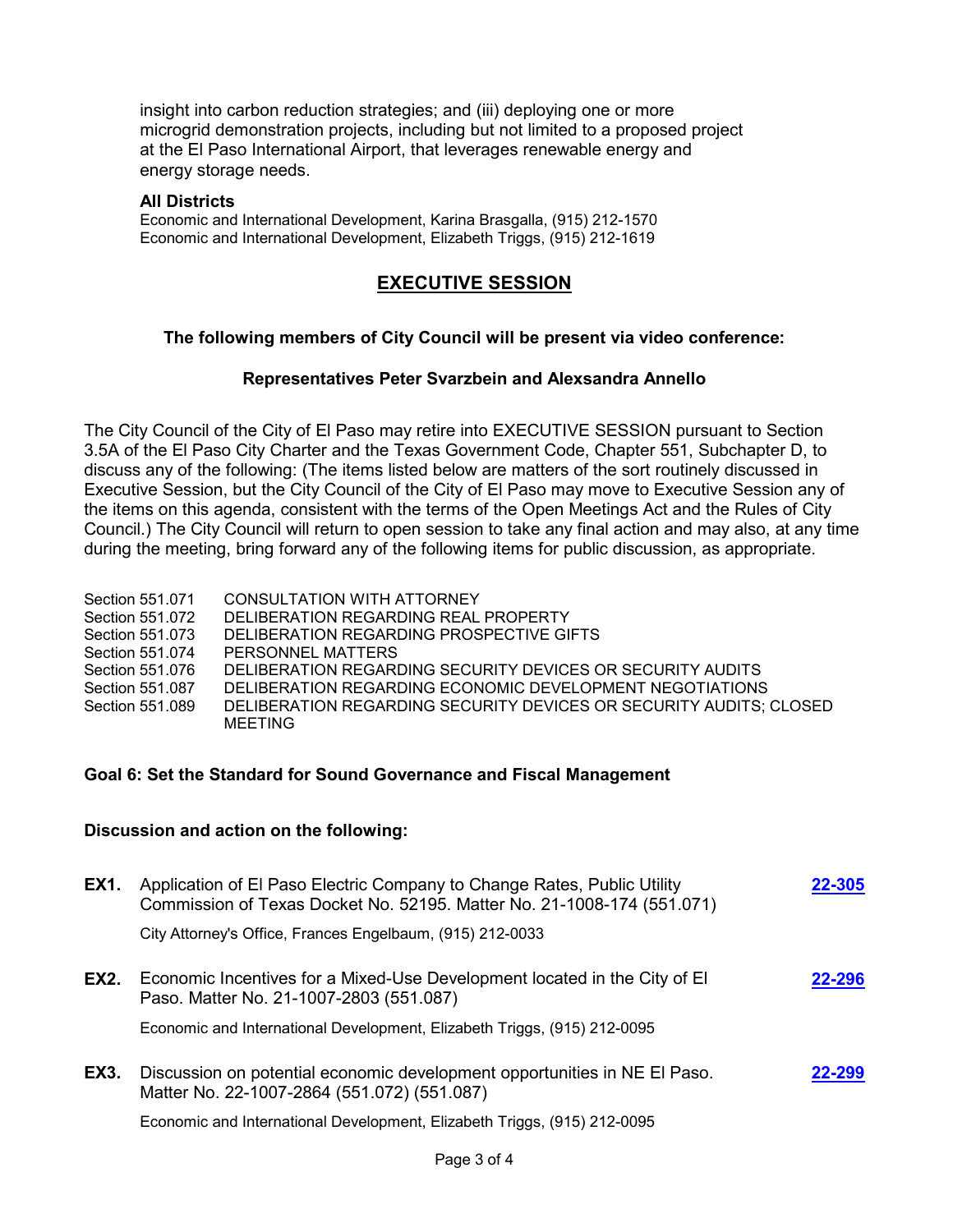insight into carbon reduction strategies; and (iii) deploying one or more microgrid demonstration projects, including but not limited to a proposed project at the El Paso International Airport, that leverages renewable energy and energy storage needs.

**All Districts**
Economic and International Development, Karina Brasgalla, (915) 212-1570
Economic and International Development, Elizabeth Triggs, (915) 212-1619

## EXECUTIVE SESSION

**The following members of City Council will be present via video conference:**

**Representatives Peter Svarzbein and Alexsandra Annello**

The City Council of the City of El Paso may retire into EXECUTIVE SESSION pursuant to Section 3.5A of the El Paso City Charter and the Texas Government Code, Chapter 551, Subchapter D, to discuss any of the following: (The items listed below are matters of the sort routinely discussed in Executive Session, but the City Council of the City of El Paso may move to Executive Session any of the items on this agenda, consistent with the terms of the Open Meetings Act and the Rules of City Council.) The City Council will return to open session to take any final action and may also, at any time during the meeting, bring forward any of the following items for public discussion, as appropriate.

| | |
|---|---|
| Section 551.071 | CONSULTATION WITH ATTORNEY |
| Section 551.072 | DELIBERATION REGARDING REAL PROPERTY |
| Section 551.073 | DELIBERATION REGARDING PROSPECTIVE GIFTS |
| Section 551.074 | PERSONNEL MATTERS |
| Section 551.076 | DELIBERATION REGARDING SECURITY DEVICES OR SECURITY AUDITS |
| Section 551.087 | DELIBERATION REGARDING ECONOMIC DEVELOPMENT NEGOTIATIONS |
| Section 551.089 | DELIBERATION REGARDING SECURITY DEVICES OR SECURITY AUDITS; CLOSED MEETING |

**Goal 6: Set the Standard for Sound Governance and Fiscal Management**

**Discussion and action on the following:**

**EX1.** Application of El Paso Electric Company to Change Rates, Public Utility Commission of Texas Docket No. 52195. Matter No. 21-1008-174 (551.071) — **22-305**

City Attorney's Office, Frances Engelbaum, (915) 212-0033

**EX2.** Economic Incentives for a Mixed-Use Development located in the City of El Paso. Matter No. 21-1007-2803 (551.087) — **22-296**

Economic and International Development, Elizabeth Triggs, (915) 212-0095

**EX3.** Discussion on potential economic development opportunities in NE El Paso. Matter No. 22-1007-2864 (551.072) (551.087) — **22-299**

Economic and International Development, Elizabeth Triggs, (915) 212-0095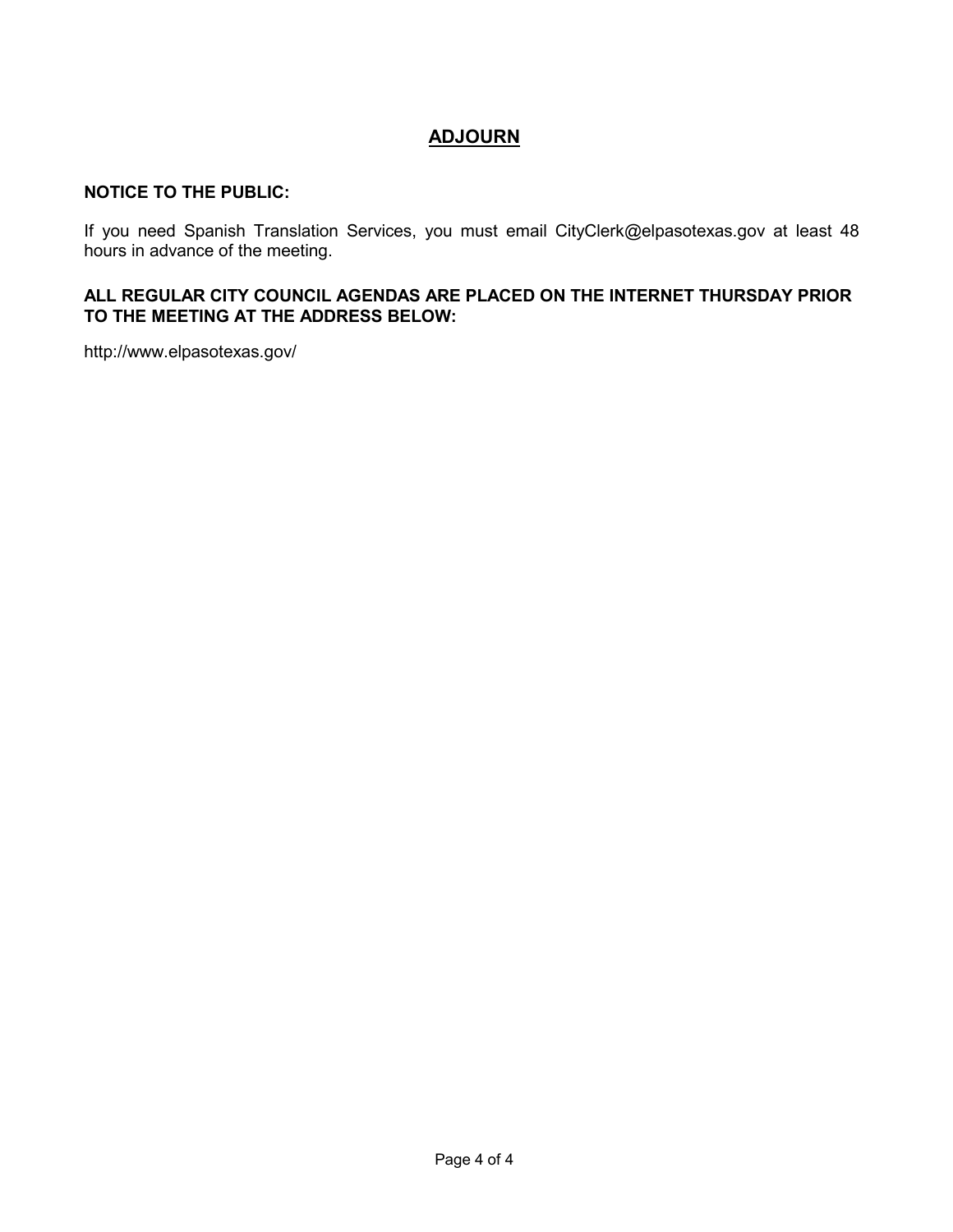## ADJOURN

**NOTICE TO THE PUBLIC:**

If you need Spanish Translation Services, you must email CityClerk@elpasotexas.gov at least 48 hours in advance of the meeting.

**ALL REGULAR CITY COUNCIL AGENDAS ARE PLACED ON THE INTERNET THURSDAY PRIOR TO THE MEETING AT THE ADDRESS BELOW:**

http://www.elpasotexas.gov/